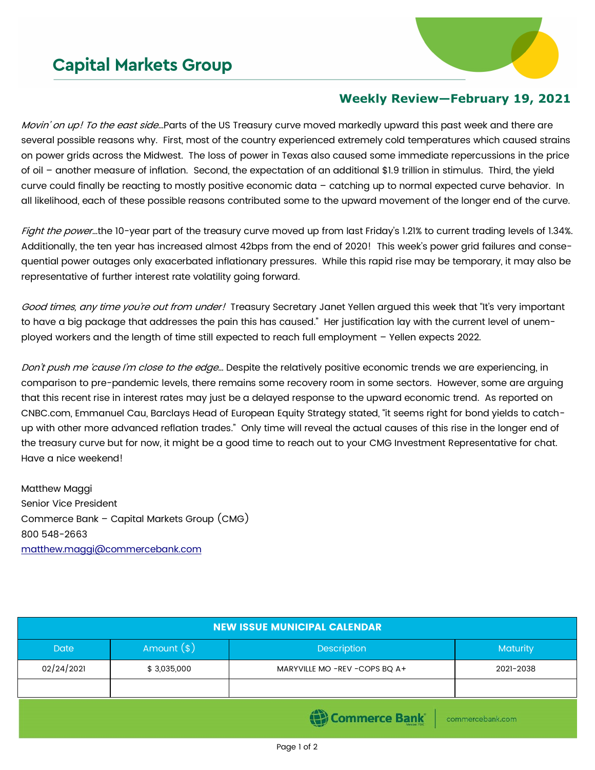# Capital Markets Group

## Weekly Review—February 19, 2021

*Movin' on up! To the east side…*Parts of the US Treasury curve moved markedly upward this past week and there are several possible reasons why. First, most of the country experienced extremely cold temperatures which caused strains on power grids across the Midwest. The loss of power in Texas also caused some immediate repercussions in the price of oil – another measure of inflation. Second, the expectation of an additional $1.9 trillion in stimulus. Third, the yield curve could finally be reacting to mostly positive economic data – catching up to normal expected curve behavior. In all likelihood, each of these possible reasons contributed some to the upward movement of the longer end of the curve.

*Fight the power…*the 10-year part of the treasury curve moved up from last Friday's 1.21% to current trading levels of 1.34%. Additionally, the ten year has increased almost 42bps from the end of 2020! This week's power grid failures and consequential power outages only exacerbated inflationary pressures. While this rapid rise may be temporary, it may also be representative of further interest rate volatility going forward.

*Good times, any time you're out from under!* Treasury Secretary Janet Yellen argued this week that "It's very important to have a big package that addresses the pain this has caused." Her justification lay with the current level of unemployed workers and the length of time still expected to reach full employment – Yellen expects 2022.

*Don't push me 'cause I'm close to the edge…* Despite the relatively positive economic trends we are experiencing, in comparison to pre-pandemic levels, there remains some recovery room in some sectors. However, some are arguing that this recent rise in interest rates may just be a delayed response to the upward economic trend. As reported on CNBC.com, Emmanuel Cau, Barclays Head of European Equity Strategy stated, "it seems right for bond yields to catch-up with other more advanced reflation trades." Only time will reveal the actual causes of this rise in the longer end of the treasury curve but for now, it might be a good time to reach out to your CMG Investment Representative for chat. Have a nice weekend!

Matthew Maggi
Senior Vice President
Commerce Bank – Capital Markets Group (CMG)
800 548-2663
matthew.maggi@commercebank.com

| NEW ISSUE MUNICIPAL CALENDAR | | | |
|---|---|---|---|
| Date | Amount ($) | Description | Maturity |
| 02/24/2021 | $ 3,035,000 | MARYVILLE MO -REV -COPS BQ A+ | 2021-2038 |
| | | | |

Commerce Bank | commercebank.com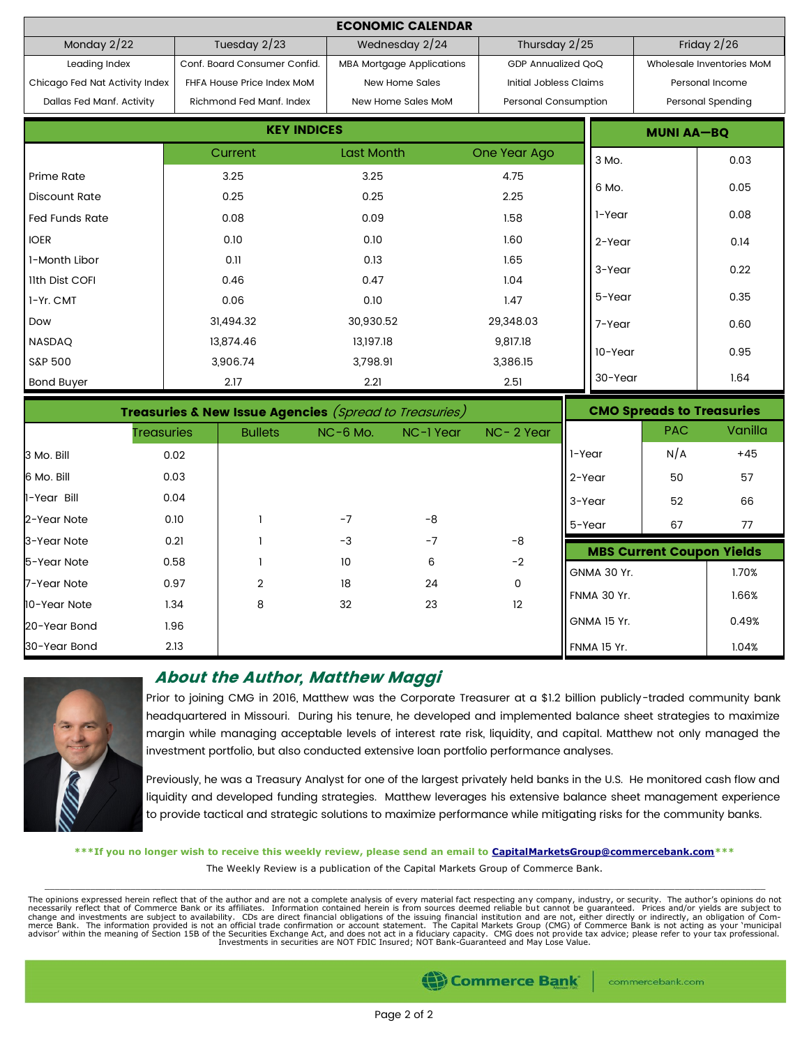## ECONOMIC CALENDAR

| Monday 2/22 | Tuesday 2/23 | Wednesday 2/24 | Thursday 2/25 | Friday 2/26 |
|---|---|---|---|---|
| Leading Index | Conf. Board Consumer Confid. | MBA Mortgage Applications | GDP Annualized QoQ | Wholesale Inventories MoM |
| Chicago Fed Nat Activity Index | FHFA House Price Index MoM | New Home Sales | Initial Jobless Claims | Personal Income |
| Dallas Fed Manf. Activity | Richmond Fed Manf. Index | New Home Sales MoM | Personal Consumption | Personal Spending |

## KEY INDICES

| | Current | Last Month | One Year Ago |
|---|---|---|---|
| Prime Rate | 3.25 | 3.25 | 4.75 |
| Discount Rate | 0.25 | 0.25 | 2.25 |
| Fed Funds Rate | 0.08 | 0.09 | 1.58 |
| IOER | 0.10 | 0.10 | 1.60 |
| 1-Month Libor | 0.11 | 0.13 | 1.65 |
| 11th Dist COFI | 0.46 | 0.47 | 1.04 |
| 1-Yr. CMT | 0.06 | 0.10 | 1.47 |
| Dow | 31,494.32 | 30,930.52 | 29,348.03 |
| NASDAQ | 13,874.46 | 13,197.18 | 9,817.18 |
| S&P 500 | 3,906.74 | 3,798.91 | 3,386.15 |
| Bond Buyer | 2.17 | 2.21 | 2.51 |

## MUNI AA—BQ

| | |
|---|---|
| 3 Mo. | 0.03 |
| 6 Mo. | 0.05 |
| 1-Year | 0.08 |
| 2-Year | 0.14 |
| 3-Year | 0.22 |
| 5-Year | 0.35 |
| 7-Year | 0.60 |
| 10-Year | 0.95 |
| 30-Year | 1.64 |

## Treasuries & New Issue Agencies *(Spread to Treasuries)*

| | Treasuries | Bullets | NC-6 Mo. | NC-1 Year | NC- 2 Year |
|---|---|---|---|---|---|
| 3 Mo. Bill | 0.02 | | | | |
| 6 Mo. Bill | 0.03 | | | | |
| 1-Year Bill | 0.04 | | | | |
| 2-Year Note | 0.10 | 1 | -7 | -8 | |
| 3-Year Note | 0.21 | 1 | -3 | -7 | -8 |
| 5-Year Note | 0.58 | 1 | 10 | 6 | -2 |
| 7-Year Note | 0.97 | 2 | 18 | 24 | 0 |
| 10-Year Note | 1.34 | 8 | 32 | 23 | 12 |
| 20-Year Bond | 1.96 | | | | |
| 30-Year Bond | 2.13 | | | | |

## CMO Spreads to Treasuries

| | PAC | Vanilla |
|---|---|---|
| 1-Year | N/A | +45 |
| 2-Year | 50 | 57 |
| 3-Year | 52 | 66 |
| 5-Year | 67 | 77 |

## MBS Current Coupon Yields

| | |
|---|---|
| GNMA 30 Yr. | 1.70% |
| FNMA 30 Yr. | 1.66% |
| GNMA 15 Yr. | 0.49% |
| FNMA 15 Yr. | 1.04% |

## *About the Author, Matthew Maggi*

Prior to joining CMG in 2016, Matthew was the Corporate Treasurer at a $1.2 billion publicly-traded community bank headquartered in Missouri. During his tenure, he developed and implemented balance sheet strategies to maximize margin while managing acceptable levels of interest rate risk, liquidity, and capital. Matthew not only managed the investment portfolio, but also conducted extensive loan portfolio performance analyses.

Previously, he was a Treasury Analyst for one of the largest privately held banks in the U.S. He monitored cash flow and liquidity and developed funding strategies. Matthew leverages his extensive balance sheet management experience to provide tactical and strategic solutions to maximize performance while mitigating risks for the community banks.

**\*\*\*If you no longer wish to receive this weekly review, please send an email to CapitalMarketsGroup@commercebank.com\*\*\***

The Weekly Review is a publication of the Capital Markets Group of Commerce Bank.

The opinions expressed herein reflect that of the author and are not a complete analysis of every material fact respecting any company, industry, or security. The author's opinions do not necessarily reflect that of Commerce Bank or its affiliates. Information contained herein is from sources deemed reliable but cannot be guaranteed. Prices and/or yields are subject to change and investments are subject to availability. CDs are direct financial obligations of the issuing financial institution and are not, either directly or indirectly, an obligation of Commerce Bank. The information provided is not an official trade confirmation or account statement. The Capital Markets Group (CMG) of Commerce Bank is not acting as your 'municipal advisor' within the meaning of Section 15B of the Securities Exchange Act, and does not act in a fiduciary capacity. CMG does not provide tax advice; please refer to your tax professional. Investments in securities are NOT FDIC Insured; NOT Bank-Guaranteed and May Lose Value.

Commerce Bank | commercebank.com